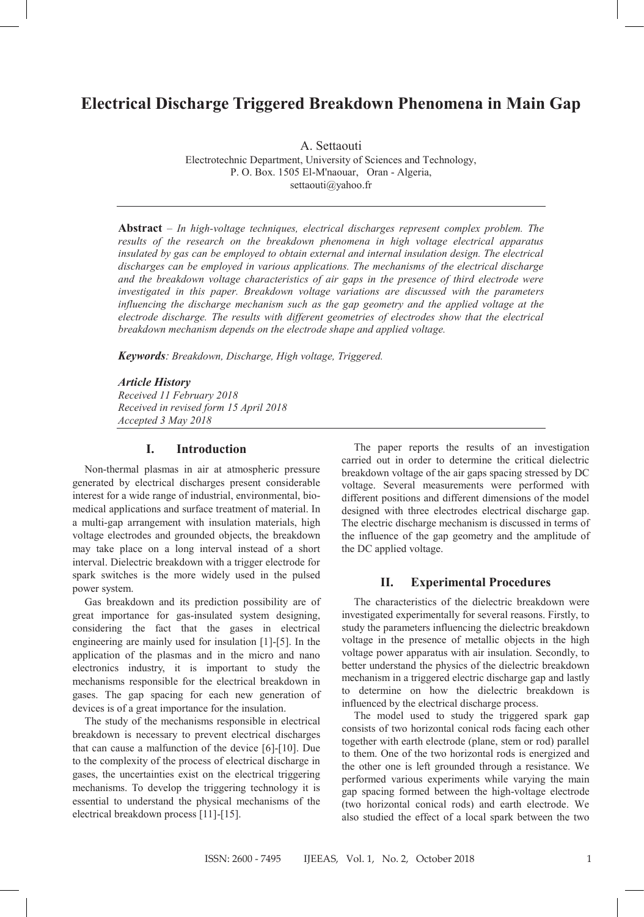# Electrical Discharge Triggered Breakdown Phenomena in Main Gap

A. Settaouti

Electrotechnic Department, University of Sciences and Technology,
P. O. Box. 1505 El-M'naouar, Oran - Algeria,
settaouti@yahoo.fr

---

**Abstract** – *In high-voltage techniques, electrical discharges represent complex problem. The results of the research on the breakdown phenomena in high voltage electrical apparatus insulated by gas can be employed to obtain external and internal insulation design. The electrical discharges can be employed in various applications. The mechanisms of the electrical discharge and the breakdown voltage characteristics of air gaps in the presence of third electrode were investigated in this paper. Breakdown voltage variations are discussed with the parameters influencing the discharge mechanism such as the gap geometry and the applied voltage at the electrode discharge. The results with different geometries of electrodes show that the electrical breakdown mechanism depends on the electrode shape and applied voltage.*

***Keywords**: Breakdown, Discharge, High voltage, Triggered.*

***Article History***
*Received 11 February 2018*
*Received in revised form 15 April 2018*
*Accepted 3 May 2018*

---

## I. Introduction

Non-thermal plasmas in air at atmospheric pressure generated by electrical discharges present considerable interest for a wide range of industrial, environmental, bio-medical applications and surface treatment of material. In a multi-gap arrangement with insulation materials, high voltage electrodes and grounded objects, the breakdown may take place on a long interval instead of a short interval. Dielectric breakdown with a trigger electrode for spark switches is the more widely used in the pulsed power system.

Gas breakdown and its prediction possibility are of great importance for gas-insulated system designing, considering the fact that the gases in electrical engineering are mainly used for insulation [1]-[5]. In the application of the plasmas and in the micro and nano electronics industry, it is important to study the mechanisms responsible for the electrical breakdown in gases. The gap spacing for each new generation of devices is of a great importance for the insulation.

The study of the mechanisms responsible in electrical breakdown is necessary to prevent electrical discharges that can cause a malfunction of the device [6]-[10]. Due to the complexity of the process of electrical discharge in gases, the uncertainties exist on the electrical triggering mechanisms. To develop the triggering technology it is essential to understand the physical mechanisms of the electrical breakdown process [11]-[15].

The paper reports the results of an investigation carried out in order to determine the critical dielectric breakdown voltage of the air gaps spacing stressed by DC voltage. Several measurements were performed with different positions and different dimensions of the model designed with three electrodes electrical discharge gap. The electric discharge mechanism is discussed in terms of the influence of the gap geometry and the amplitude of the DC applied voltage.

## II. Experimental Procedures

The characteristics of the dielectric breakdown were investigated experimentally for several reasons. Firstly, to study the parameters influencing the dielectric breakdown voltage in the presence of metallic objects in the high voltage power apparatus with air insulation. Secondly, to better understand the physics of the dielectric breakdown mechanism in a triggered electric discharge gap and lastly to determine on how the dielectric breakdown is influenced by the electrical discharge process.

The model used to study the triggered spark gap consists of two horizontal conical rods facing each other together with earth electrode (plane, stem or rod) parallel to them. One of the two horizontal rods is energized and the other one is left grounded through a resistance. We performed various experiments while varying the main gap spacing formed between the high-voltage electrode (two horizontal conical rods) and earth electrode. We also studied the effect of a local spark between the two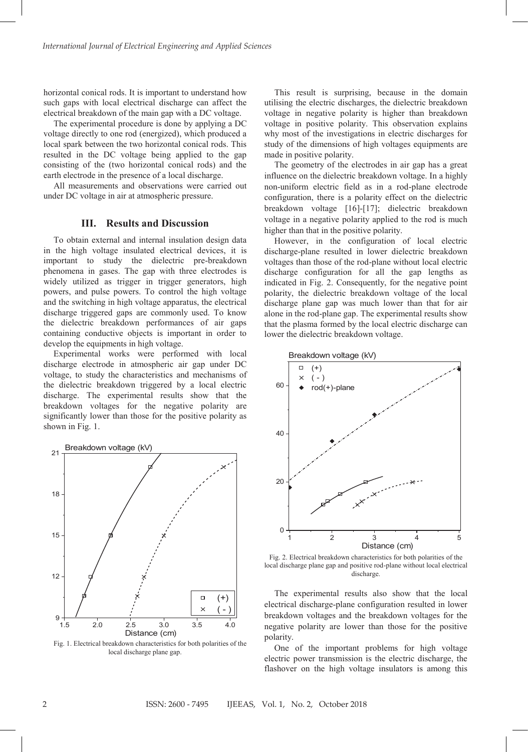horizontal conical rods. It is important to understand how such gaps with local electrical discharge can affect the electrical breakdown of the main gap with a DC voltage.

The experimental procedure is done by applying a DC voltage directly to one rod (energized), which produced a local spark between the two horizontal conical rods. This resulted in the DC voltage being applied to the gap consisting of the (two horizontal conical rods) and the earth electrode in the presence of a local discharge.

All measurements and observations were carried out under DC voltage in air at atmospheric pressure.

## III. Results and Discussion

To obtain external and internal insulation design data in the high voltage insulated electrical devices, it is important to study the dielectric pre-breakdown phenomena in gases. The gap with three electrodes is widely utilized as trigger in trigger generators, high powers, and pulse powers. To control the high voltage and the switching in high voltage apparatus, the electrical discharge triggered gaps are commonly used. To know the dielectric breakdown performances of air gaps containing conductive objects is important in order to develop the equipments in high voltage.

Experimental works were performed with local discharge electrode in atmospheric air gap under DC voltage, to study the characteristics and mechanisms of the dielectric breakdown triggered by a local electric discharge. The experimental results show that the breakdown voltages for the negative polarity are significantly lower than those for the positive polarity as shown in Fig. 1.

Fig. 1. Electrical breakdown characteristics for both polarities of the local discharge plane gap.

This result is surprising, because in the domain utilising the electric discharges, the dielectric breakdown voltage in negative polarity is higher than breakdown voltage in positive polarity. This observation explains why most of the investigations in electric discharges for study of the dimensions of high voltages equipments are made in positive polarity.

The geometry of the electrodes in air gap has a great influence on the dielectric breakdown voltage. In a highly non-uniform electric field as in a rod-plane electrode configuration, there is a polarity effect on the dielectric breakdown voltage [16]-[17]; dielectric breakdown voltage in a negative polarity applied to the rod is much higher than that in the positive polarity.

However, in the configuration of local electric discharge-plane resulted in lower dielectric breakdown voltages than those of the rod-plane without local electric discharge configuration for all the gap lengths as indicated in Fig. 2. Consequently, for the negative point polarity, the dielectric breakdown voltage of the local discharge plane gap was much lower than that for air alone in the rod-plane gap. The experimental results show that the plasma formed by the local electric discharge can lower the dielectric breakdown voltage.

Fig. 2. Electrical breakdown characteristics for both polarities of the local discharge plane gap and positive rod-plane without local electrical discharge.

The experimental results also show that the local electrical discharge-plane configuration resulted in lower breakdown voltages and the breakdown voltages for the negative polarity are lower than those for the positive polarity.

One of the important problems for high voltage electric power transmission is the electric discharge, the flashover on the high voltage insulators is among this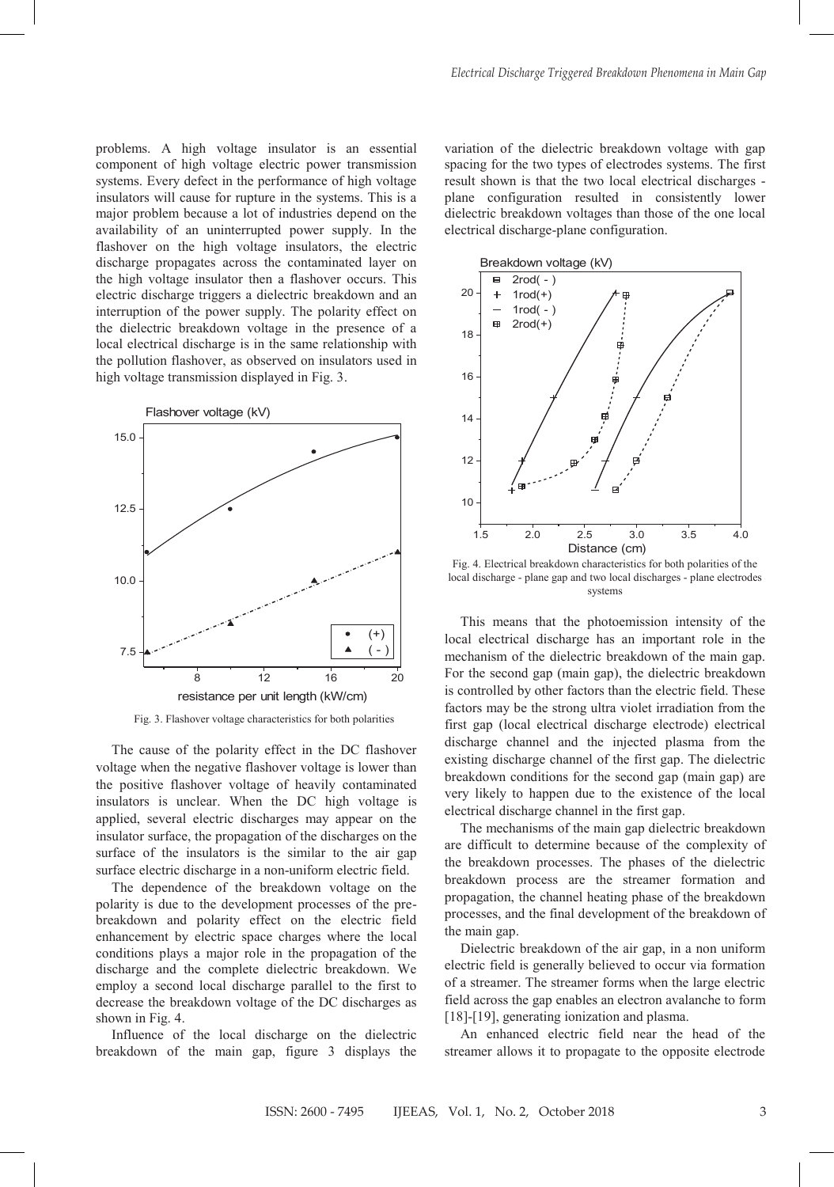problems. A high voltage insulator is an essential component of high voltage electric power transmission systems. Every defect in the performance of high voltage insulators will cause for rupture in the systems. This is a major problem because a lot of industries depend on the availability of an uninterrupted power supply. In the flashover on the high voltage insulators, the electric discharge propagates across the contaminated layer on the high voltage insulator then a flashover occurs. This electric discharge triggers a dielectric breakdown and an interruption of the power supply. The polarity effect on the dielectric breakdown voltage in the presence of a local electrical discharge is in the same relationship with the pollution flashover, as observed on insulators used in high voltage transmission displayed in Fig. 3.

Fig. 3. Flashover voltage characteristics for both polarities

The cause of the polarity effect in the DC flashover voltage when the negative flashover voltage is lower than the positive flashover voltage of heavily contaminated insulators is unclear. When the DC high voltage is applied, several electric discharges may appear on the insulator surface, the propagation of the discharges on the surface of the insulators is the similar to the air gap surface electric discharge in a non-uniform electric field.

The dependence of the breakdown voltage on the polarity is due to the development processes of the pre-breakdown and polarity effect on the electric field enhancement by electric space charges where the local conditions plays a major role in the propagation of the discharge and the complete dielectric breakdown. We employ a second local discharge parallel to the first to decrease the breakdown voltage of the DC discharges as shown in Fig. 4.

Influence of the local discharge on the dielectric breakdown of the main gap, figure 3 displays the variation of the dielectric breakdown voltage with gap spacing for the two types of electrodes systems. The first result shown is that the two local electrical discharges - plane configuration resulted in consistently lower dielectric breakdown voltages than those of the one local electrical discharge-plane configuration.

Fig. 4. Electrical breakdown characteristics for both polarities of the local discharge - plane gap and two local discharges - plane electrodes systems

This means that the photoemission intensity of the local electrical discharge has an important role in the mechanism of the dielectric breakdown of the main gap. For the second gap (main gap), the dielectric breakdown is controlled by other factors than the electric field. These factors may be the strong ultra violet irradiation from the first gap (local electrical discharge electrode) electrical discharge channel and the injected plasma from the existing discharge channel of the first gap. The dielectric breakdown conditions for the second gap (main gap) are very likely to happen due to the existence of the local electrical discharge channel in the first gap.

The mechanisms of the main gap dielectric breakdown are difficult to determine because of the complexity of the breakdown processes. The phases of the dielectric breakdown process are the streamer formation and propagation, the channel heating phase of the breakdown processes, and the final development of the breakdown of the main gap.

Dielectric breakdown of the air gap, in a non uniform electric field is generally believed to occur via formation of a streamer. The streamer forms when the large electric field across the gap enables an electron avalanche to form [18]-[19], generating ionization and plasma.

An enhanced electric field near the head of the streamer allows it to propagate to the opposite electrode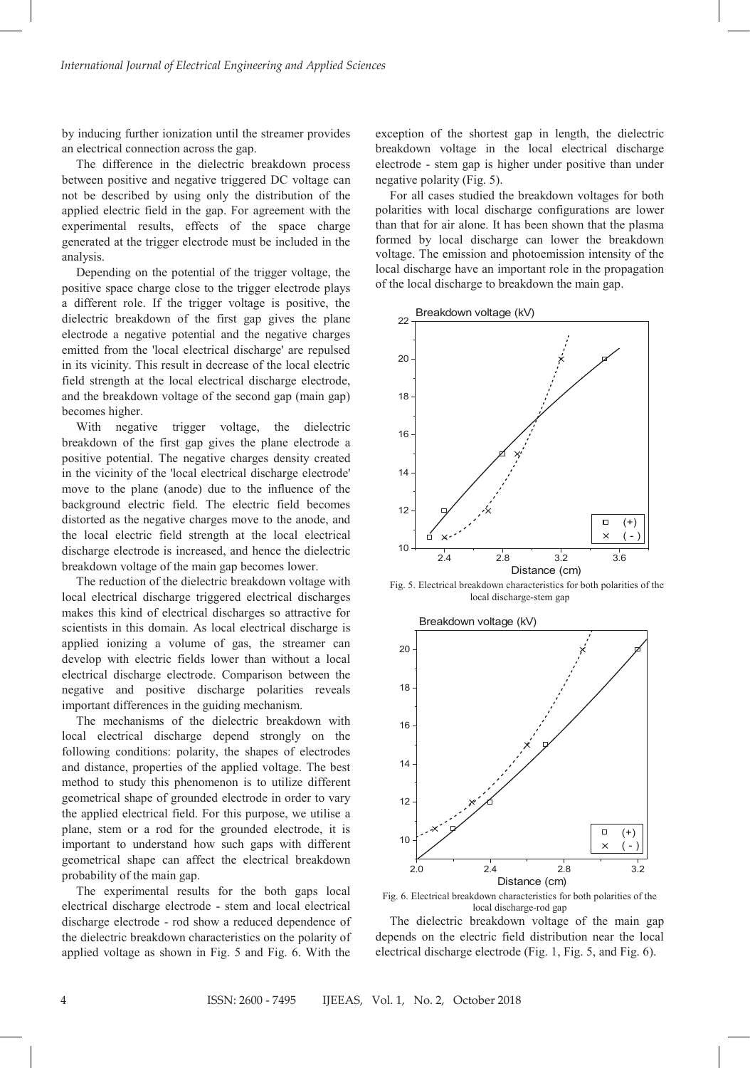by inducing further ionization until the streamer provides an electrical connection across the gap.

The difference in the dielectric breakdown process between positive and negative triggered DC voltage can not be described by using only the distribution of the applied electric field in the gap. For agreement with the experimental results, effects of the space charge generated at the trigger electrode must be included in the analysis.

Depending on the potential of the trigger voltage, the positive space charge close to the trigger electrode plays a different role. If the trigger voltage is positive, the dielectric breakdown of the first gap gives the plane electrode a negative potential and the negative charges emitted from the 'local electrical discharge' are repulsed in its vicinity. This result in decrease of the local electric field strength at the local electrical discharge electrode, and the breakdown voltage of the second gap (main gap) becomes higher.

With negative trigger voltage, the dielectric breakdown of the first gap gives the plane electrode a positive potential. The negative charges density created in the vicinity of the 'local electrical discharge electrode' move to the plane (anode) due to the influence of the background electric field. The electric field becomes distorted as the negative charges move to the anode, and the local electric field strength at the local electrical discharge electrode is increased, and hence the dielectric breakdown voltage of the main gap becomes lower.

The reduction of the dielectric breakdown voltage with local electrical discharge triggered electrical discharges makes this kind of electrical discharges so attractive for scientists in this domain. As local electrical discharge is applied ionizing a volume of gas, the streamer can develop with electric fields lower than without a local electrical discharge electrode. Comparison between the negative and positive discharge polarities reveals important differences in the guiding mechanism.

The mechanisms of the dielectric breakdown with local electrical discharge depend strongly on the following conditions: polarity, the shapes of electrodes and distance, properties of the applied voltage. The best method to study this phenomenon is to utilize different geometrical shape of grounded electrode in order to vary the applied electrical field. For this purpose, we utilise a plane, stem or a rod for the grounded electrode, it is important to understand how such gaps with different geometrical shape can affect the electrical breakdown probability of the main gap.

The experimental results for the both gaps local electrical discharge electrode - stem and local electrical discharge electrode - rod show a reduced dependence of the dielectric breakdown characteristics on the polarity of applied voltage as shown in Fig. 5 and Fig. 6. With the exception of the shortest gap in length, the dielectric breakdown voltage in the local electrical discharge electrode - stem gap is higher under positive than under negative polarity (Fig. 5).

For all cases studied the breakdown voltages for both polarities with local discharge configurations are lower than that for air alone. It has been shown that the plasma formed by local discharge can lower the breakdown voltage. The emission and photoemission intensity of the local discharge have an important role in the propagation of the local discharge to breakdown the main gap.

Fig. 5. Electrical breakdown characteristics for both polarities of the local discharge-stem gap

Fig. 6. Electrical breakdown characteristics for both polarities of the local discharge-rod gap

The dielectric breakdown voltage of the main gap depends on the electric field distribution near the local electrical discharge electrode (Fig. 1, Fig. 5, and Fig. 6).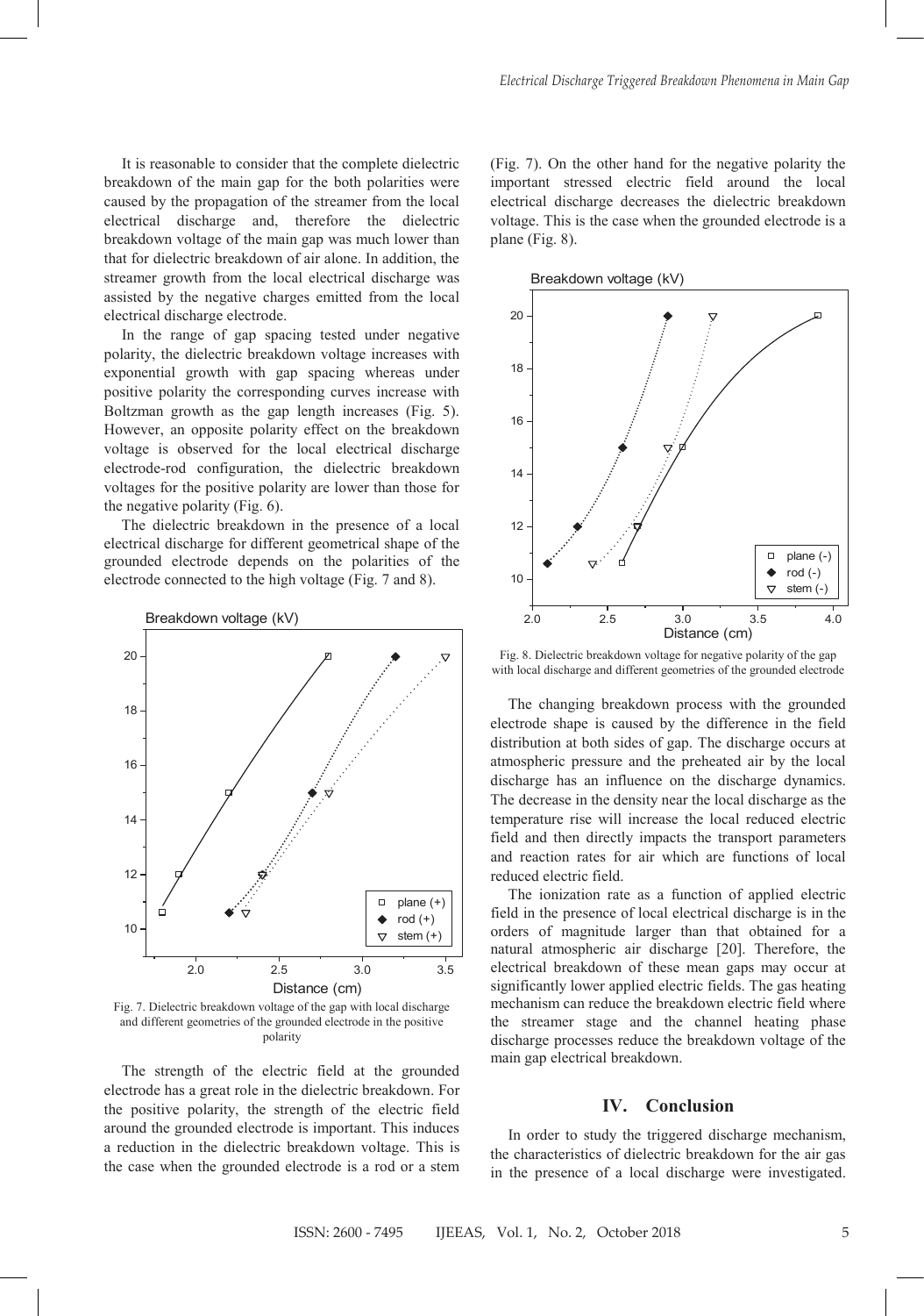It is reasonable to consider that the complete dielectric breakdown of the main gap for the both polarities were caused by the propagation of the streamer from the local electrical discharge and, therefore the dielectric breakdown voltage of the main gap was much lower than that for dielectric breakdown of air alone. In addition, the streamer growth from the local electrical discharge was assisted by the negative charges emitted from the local electrical discharge electrode.

In the range of gap spacing tested under negative polarity, the dielectric breakdown voltage increases with exponential growth with gap spacing whereas under positive polarity the corresponding curves increase with Boltzman growth as the gap length increases (Fig. 5). However, an opposite polarity effect on the breakdown voltage is observed for the local electrical discharge electrode-rod configuration, the dielectric breakdown voltages for the positive polarity are lower than those for the negative polarity (Fig. 6).

The dielectric breakdown in the presence of a local electrical discharge for different geometrical shape of the grounded electrode depends on the polarities of the electrode connected to the high voltage (Fig. 7 and 8).

Fig. 7. Dielectric breakdown voltage of the gap with local discharge and different geometries of the grounded electrode in the positive polarity

The strength of the electric field at the grounded electrode has a great role in the dielectric breakdown. For the positive polarity, the strength of the electric field around the grounded electrode is important. This induces a reduction in the dielectric breakdown voltage. This is the case when the grounded electrode is a rod or a stem (Fig. 7). On the other hand for the negative polarity the important stressed electric field around the local electrical discharge decreases the dielectric breakdown voltage. This is the case when the grounded electrode is a plane (Fig. 8).

Fig. 8. Dielectric breakdown voltage for negative polarity of the gap with local discharge and different geometries of the grounded electrode

The changing breakdown process with the grounded electrode shape is caused by the difference in the field distribution at both sides of gap. The discharge occurs at atmospheric pressure and the preheated air by the local discharge has an influence on the discharge dynamics. The decrease in the density near the local discharge as the temperature rise will increase the local reduced electric field and then directly impacts the transport parameters and reaction rates for air which are functions of local reduced electric field.

The ionization rate as a function of applied electric field in the presence of local electrical discharge is in the orders of magnitude larger than that obtained for a natural atmospheric air discharge [20]. Therefore, the electrical breakdown of these mean gaps may occur at significantly lower applied electric fields. The gas heating mechanism can reduce the breakdown electric field where the streamer stage and the channel heating phase discharge processes reduce the breakdown voltage of the main gap electrical breakdown.

## IV. Conclusion

In order to study the triggered discharge mechanism, the characteristics of dielectric breakdown for the air gas in the presence of a local discharge were investigated.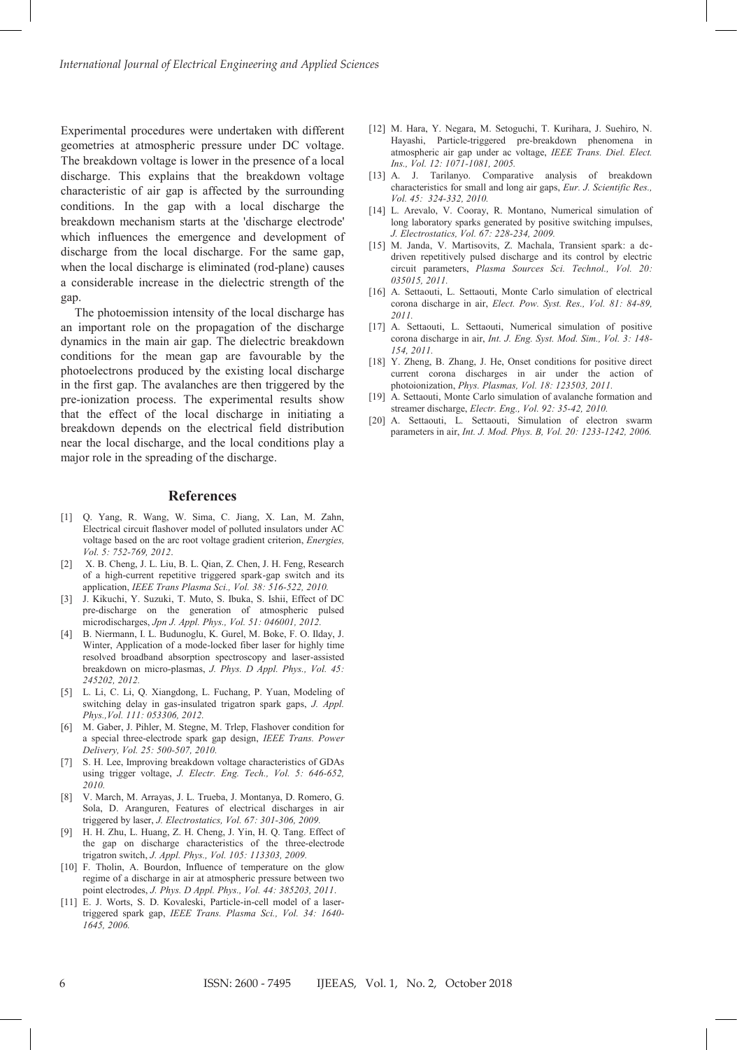Experimental procedures were undertaken with different geometries at atmospheric pressure under DC voltage. The breakdown voltage is lower in the presence of a local discharge. This explains that the breakdown voltage characteristic of air gap is affected by the surrounding conditions. In the gap with a local discharge the breakdown mechanism starts at the 'discharge electrode' which influences the emergence and development of discharge from the local discharge. For the same gap, when the local discharge is eliminated (rod-plane) causes a considerable increase in the dielectric strength of the gap.

The photoemission intensity of the local discharge has an important role on the propagation of the discharge dynamics in the main air gap. The dielectric breakdown conditions for the mean gap are favourable by the photoelectrons produced by the existing local discharge in the first gap. The avalanches are then triggered by the pre-ionization process. The experimental results show that the effect of the local discharge in initiating a breakdown depends on the electrical field distribution near the local discharge, and the local conditions play a major role in the spreading of the discharge.

## References

[1] Q. Yang, R. Wang, W. Sima, C. Jiang, X. Lan, M. Zahn, Electrical circuit flashover model of polluted insulators under AC voltage based on the arc root voltage gradient criterion, *Energies, Vol. 5: 752-769, 2012*.

[2] X. B. Cheng, J. L. Liu, B. L. Qian, Z. Chen, J. H. Feng, Research of a high-current repetitive triggered spark-gap switch and its application, *IEEE Trans Plasma Sci., Vol. 38: 516-522, 2010.*

[3] J. Kikuchi, Y. Suzuki, T. Muto, S. Ibuka, S. Ishii, Effect of DC pre-discharge on the generation of atmospheric pulsed microdischarges, *Jpn J. Appl. Phys., Vol. 51: 046001, 2012.*

[4] B. Niermann, I. L. Budunoglu, K. Gurel, M. Boke, F. O. Ilday, J. Winter, Application of a mode-locked fiber laser for highly time resolved broadband absorption spectroscopy and laser-assisted breakdown on micro-plasmas, *J. Phys. D Appl. Phys., Vol. 45: 245202, 2012.*

[5] L. Li, C. Li, Q. Xiangdong, L. Fuchang, P. Yuan, Modeling of switching delay in gas-insulated trigatron spark gaps, *J. Appl. Phys.,Vol. 111: 053306, 2012.*

[6] M. Gaber, J. Pihler, M. Stegne, M. Trlep, Flashover condition for a special three-electrode spark gap design, *IEEE Trans. Power Delivery, Vol. 25: 500-507, 2010.*

[7] S. H. Lee, Improving breakdown voltage characteristics of GDAs using trigger voltage, *J. Electr. Eng. Tech., Vol. 5: 646-652, 2010.*

[8] V. March, M. Arrayas, J. L. Trueba, J. Montanya, D. Romero, G. Sola, D. Aranguren, Features of electrical discharges in air triggered by laser, *J. Electrostatics, Vol. 67: 301-306, 2009.*

[9] H. H. Zhu, L. Huang, Z. H. Cheng, J. Yin, H. Q. Tang. Effect of the gap on discharge characteristics of the three-electrode trigatron switch, *J. Appl. Phys., Vol. 105: 113303, 2009.*

[10] F. Tholin, A. Bourdon, Influence of temperature on the glow regime of a discharge in air at atmospheric pressure between two point electrodes, *J. Phys. D Appl. Phys., Vol. 44: 385203, 2011*.

[11] E. J. Worts, S. D. Kovaleski, Particle-in-cell model of a laser-triggered spark gap, *IEEE Trans. Plasma Sci., Vol. 34: 1640-1645, 2006.*

[12] M. Hara, Y. Negara, M. Setoguchi, T. Kurihara, J. Suehiro, N. Hayashi, Particle-triggered pre-breakdown phenomena in atmospheric air gap under ac voltage, *IEEE Trans. Diel. Elect. Ins., Vol. 12: 1071-1081, 2005.*

[13] A. J. Tarilanyo. Comparative analysis of breakdown characteristics for small and long air gaps, *Eur. J. Scientific Res., Vol. 45: 324-332, 2010.*

[14] L. Arevalo, V. Cooray, R. Montano, Numerical simulation of long laboratory sparks generated by positive switching impulses, *J. Electrostatics, Vol. 67: 228-234, 2009.*

[15] M. Janda, V. Martisovits, Z. Machala, Transient spark: a dc-driven repetitively pulsed discharge and its control by electric circuit parameters, *Plasma Sources Sci. Technol., Vol. 20: 035015, 2011.*

[16] A. Settaouti, L. Settaouti, Monte Carlo simulation of electrical corona discharge in air, *Elect. Pow. Syst. Res., Vol. 81: 84-89, 2011.*

[17] A. Settaouti, L. Settaouti, Numerical simulation of positive corona discharge in air, *Int. J. Eng. Syst. Mod. Sim., Vol. 3: 148-154, 2011.*

[18] Y. Zheng, B. Zhang, J. He, Onset conditions for positive direct current corona discharges in air under the action of photoionization, *Phys. Plasmas, Vol. 18: 123503, 2011.*

[19] A. Settaouti, Monte Carlo simulation of avalanche formation and streamer discharge, *Electr. Eng., Vol. 92: 35-42, 2010.*

[20] A. Settaouti, L. Settaouti, Simulation of electron swarm parameters in air, *Int. J. Mod. Phys. B, Vol. 20: 1233-1242, 2006.*